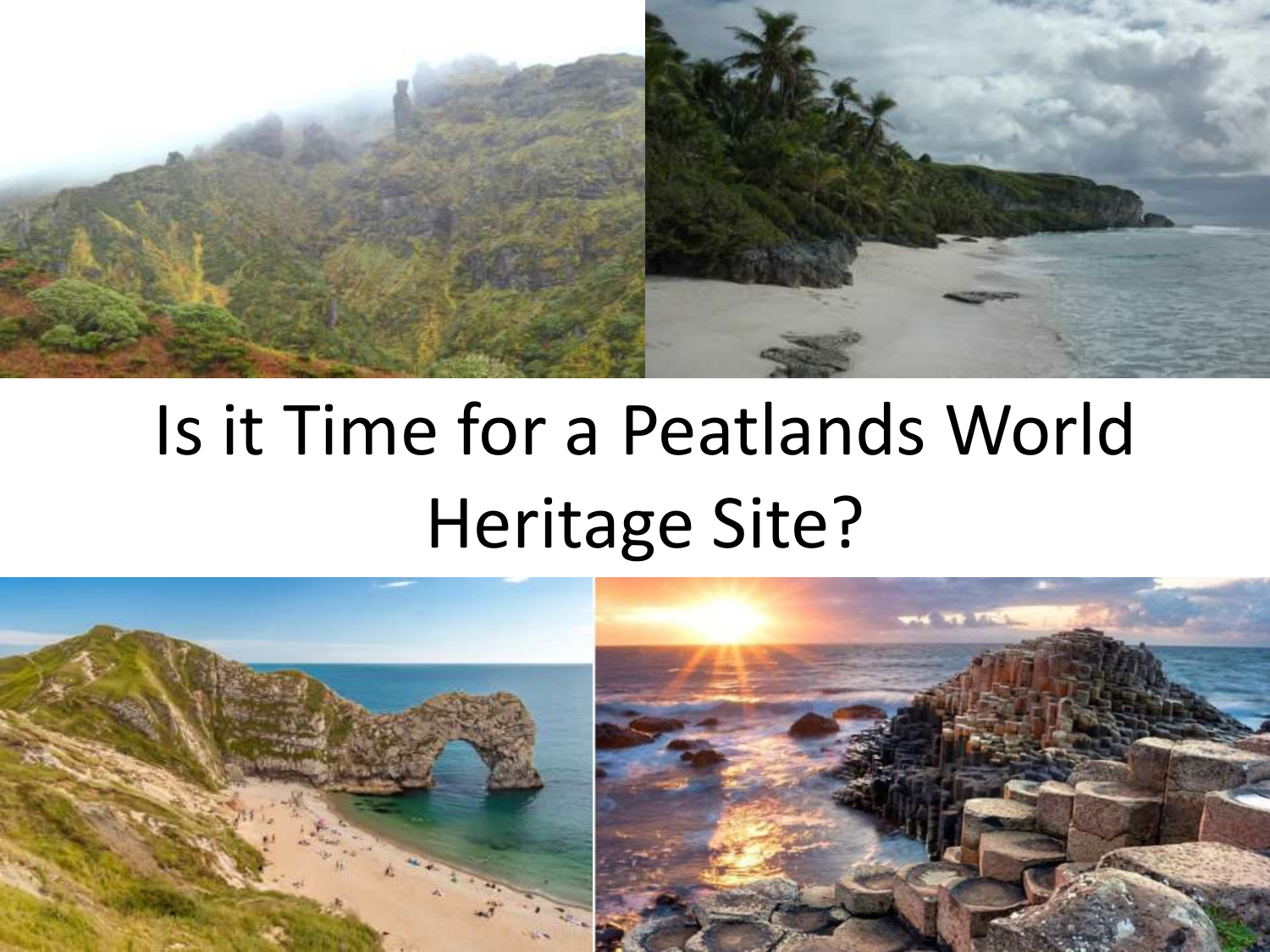# Is it Time for a Peatlands World Heritage Site?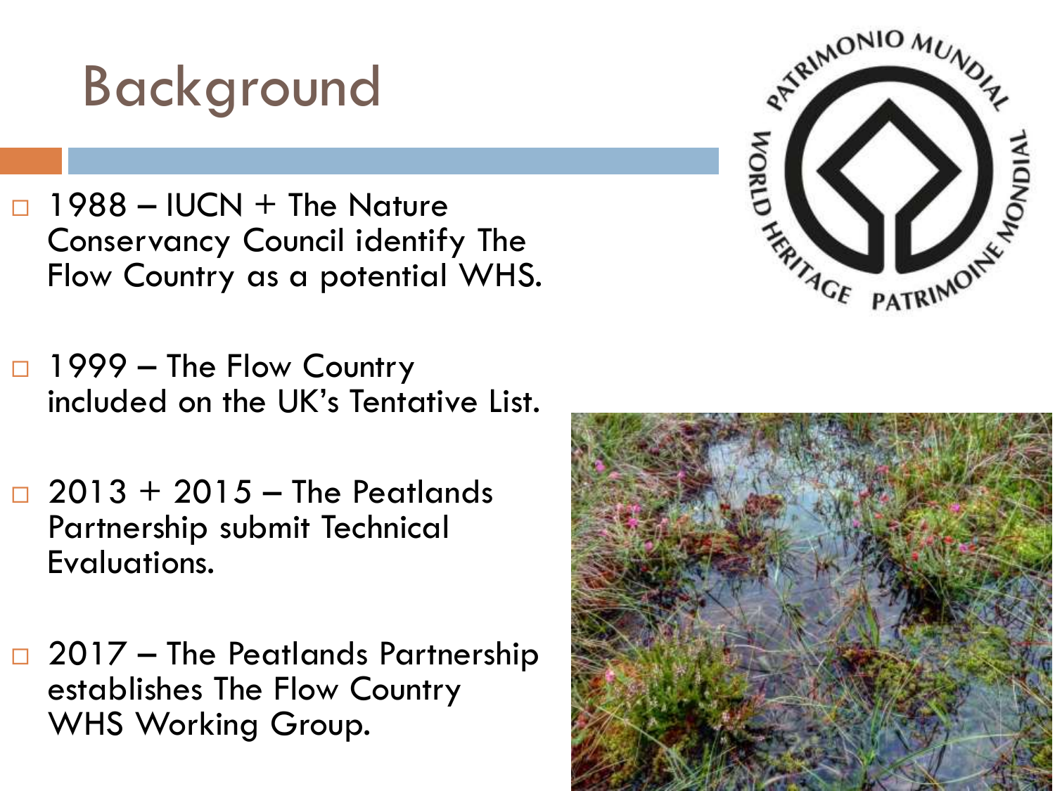# Background

- 1988 – IUCN + The Nature Conservancy Council identify The Flow Country as a potential WHS.
- 1999 – The Flow Country included on the UK's Tentative List.
- 2013 + 2015 – The Peatlands Partnership submit Technical Evaluations.
- 2017 – The Peatlands Partnership establishes The Flow Country WHS Working Group.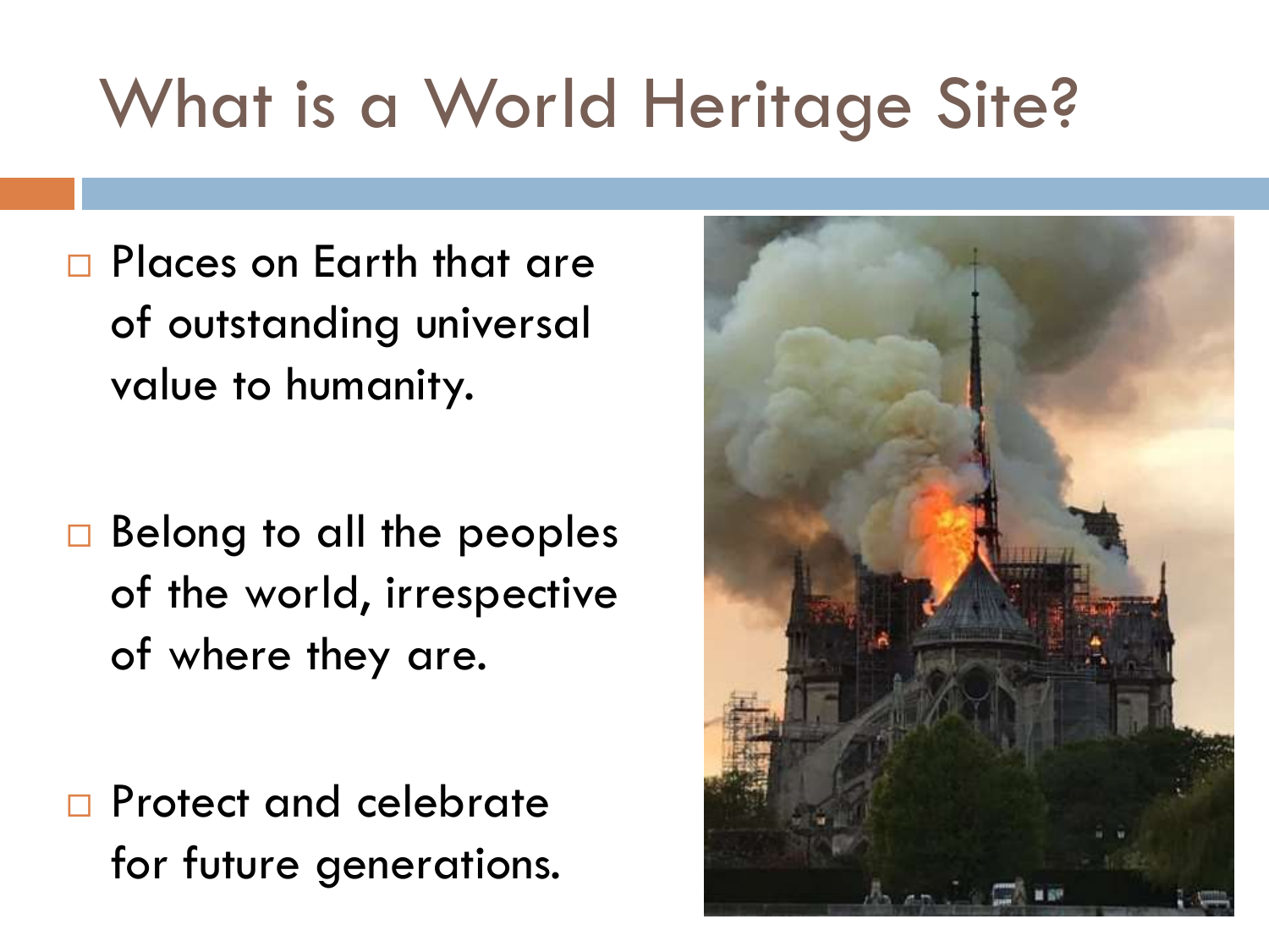# What is a World Heritage Site?

- Places on Earth that are of outstanding universal value to humanity.
- Belong to all the peoples of the world, irrespective of where they are.
- Protect and celebrate for future generations.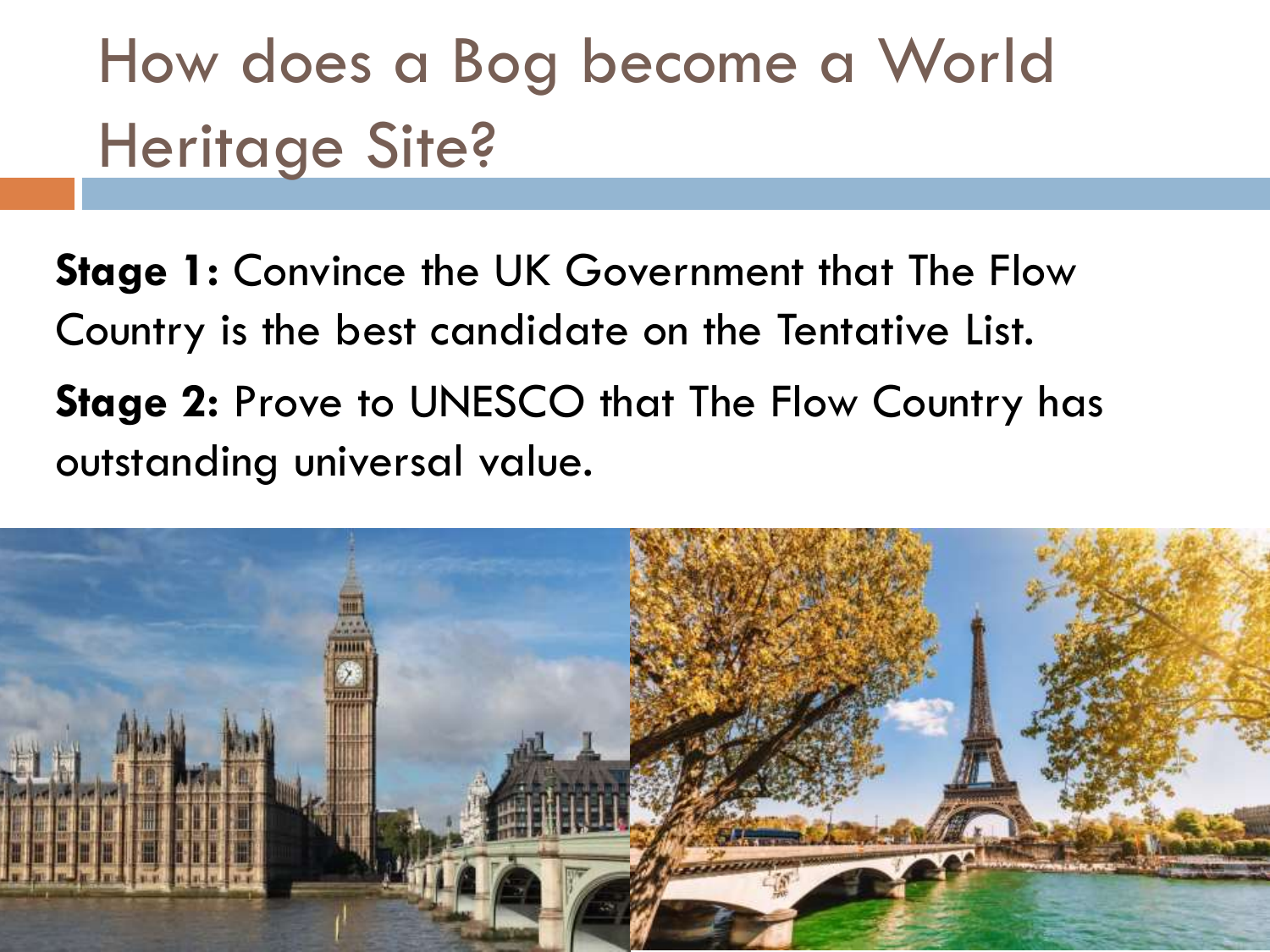# How does a Bog become a World Heritage Site?

**Stage 1:** Convince the UK Government that The Flow Country is the best candidate on the Tentative List.

**Stage 2:** Prove to UNESCO that The Flow Country has outstanding universal value.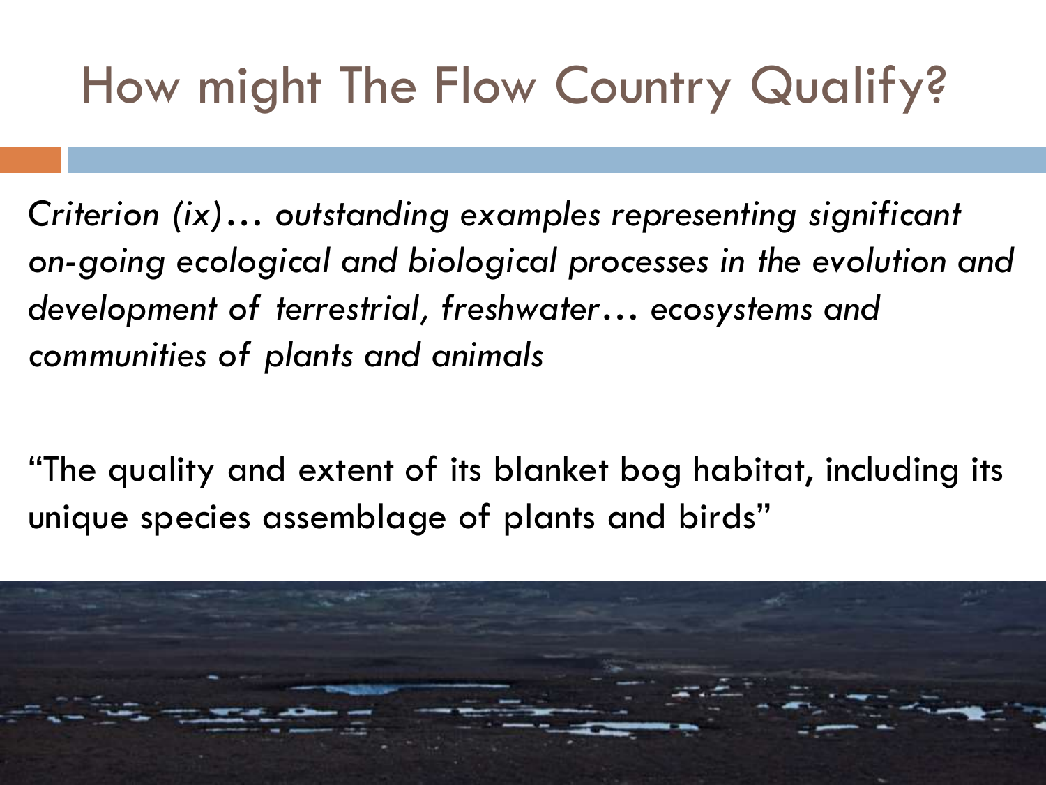# How might The Flow Country Qualify?

*Criterion (ix)… outstanding examples representing significant on-going ecological and biological processes in the evolution and development of terrestrial, freshwater… ecosystems and communities of plants and animals*

"The quality and extent of its blanket bog habitat, including its unique species assemblage of plants and birds"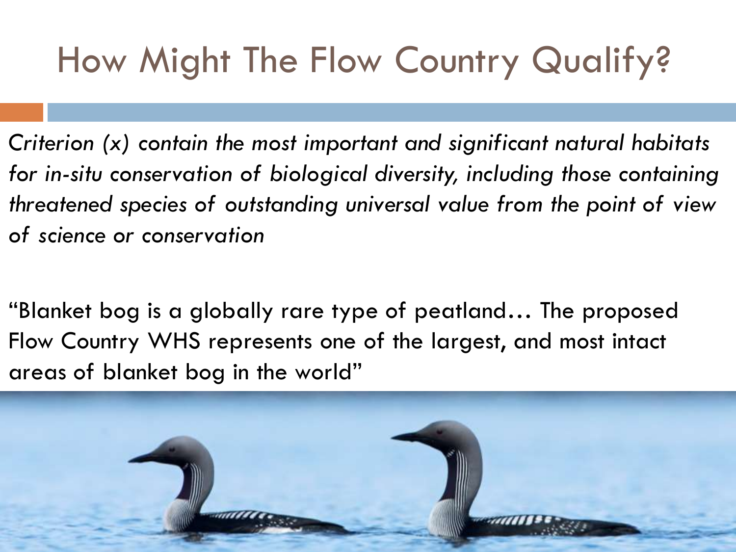# How Might The Flow Country Qualify?

*Criterion (x) contain the most important and significant natural habitats for in-situ conservation of biological diversity, including those containing threatened species of outstanding universal value from the point of view of science or conservation*

"Blanket bog is a globally rare type of peatland… The proposed Flow Country WHS represents one of the largest, and most intact areas of blanket bog in the world"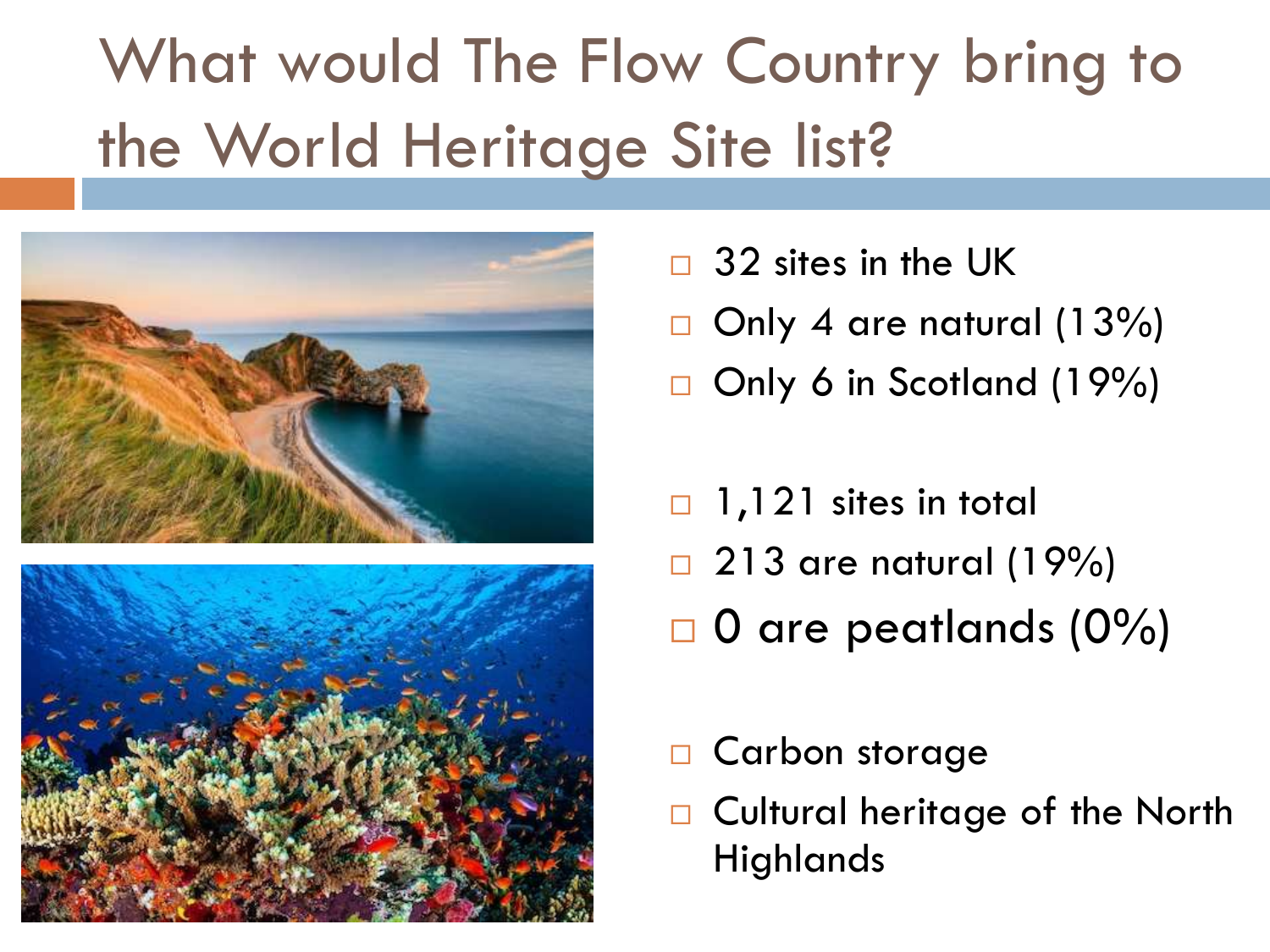# What would The Flow Country bring to the World Heritage Site list?

- 32 sites in the UK
- Only 4 are natural (13%)
- Only 6 in Scotland (19%)

- 1,121 sites in total
- 213 are natural (19%)
- 0 are peatlands (0%)

- Carbon storage
- Cultural heritage of the North Highlands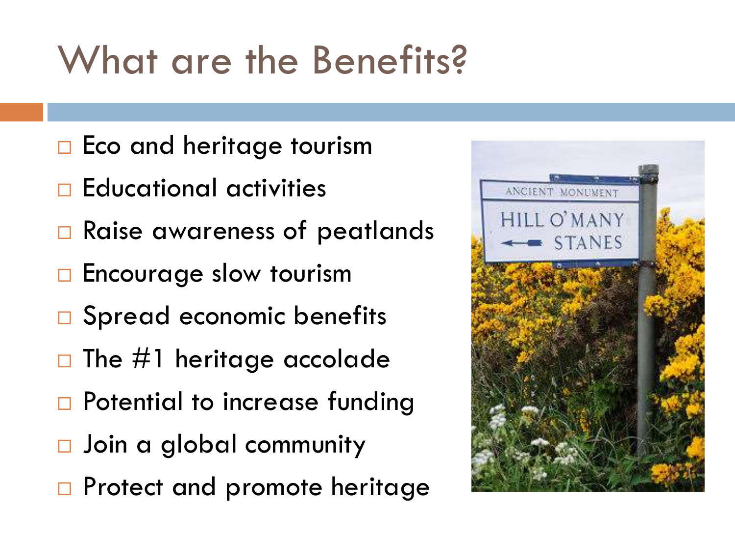# What are the Benefits?

- Eco and heritage tourism
- Educational activities
- Raise awareness of peatlands
- Encourage slow tourism
- Spread economic benefits
- The #1 heritage accolade
- Potential to increase funding
- Join a global community
- Protect and promote heritage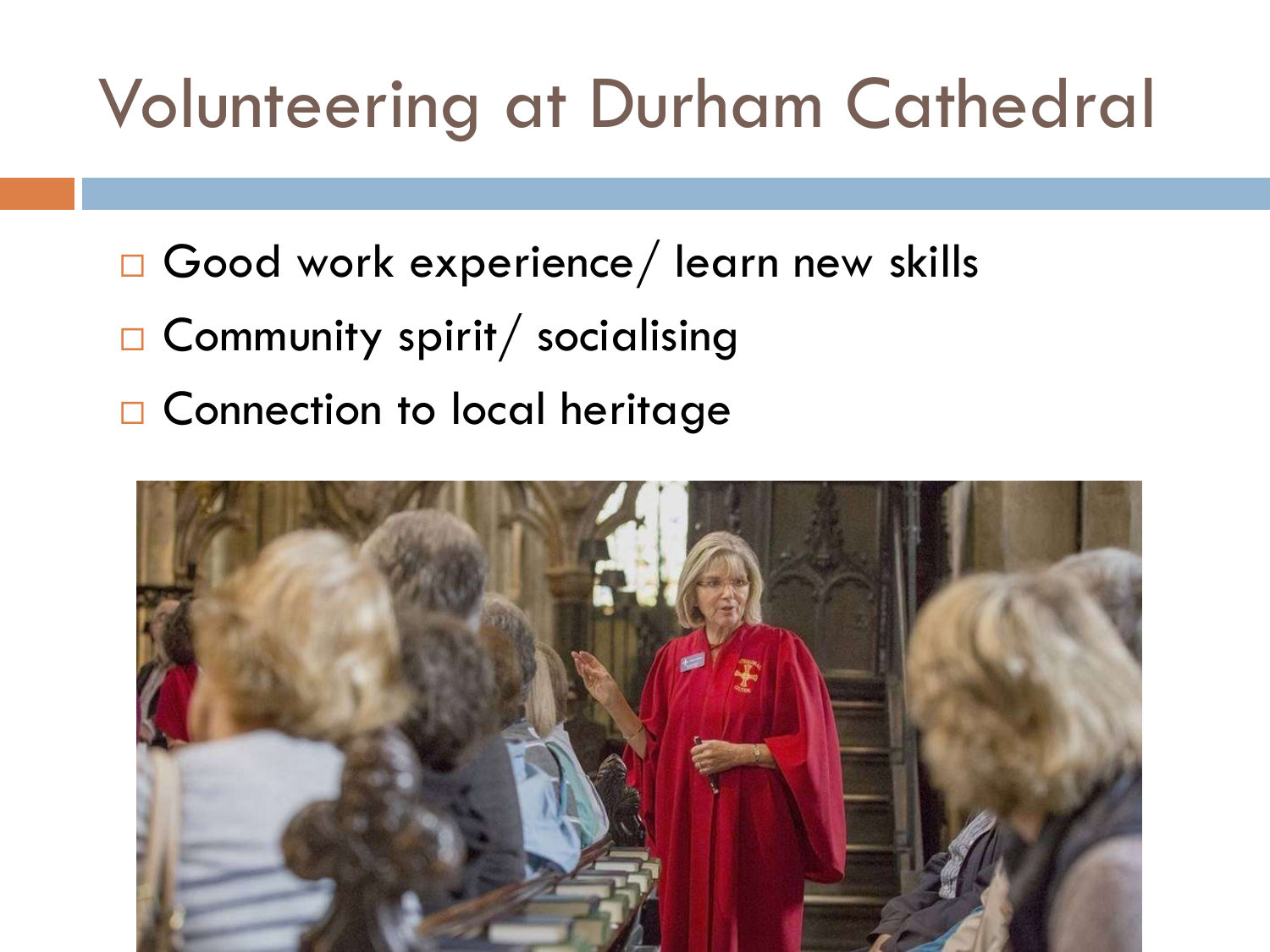# Volunteering at Durham Cathedral

- Good work experience/ learn new skills
- Community spirit/ socialising
- Connection to local heritage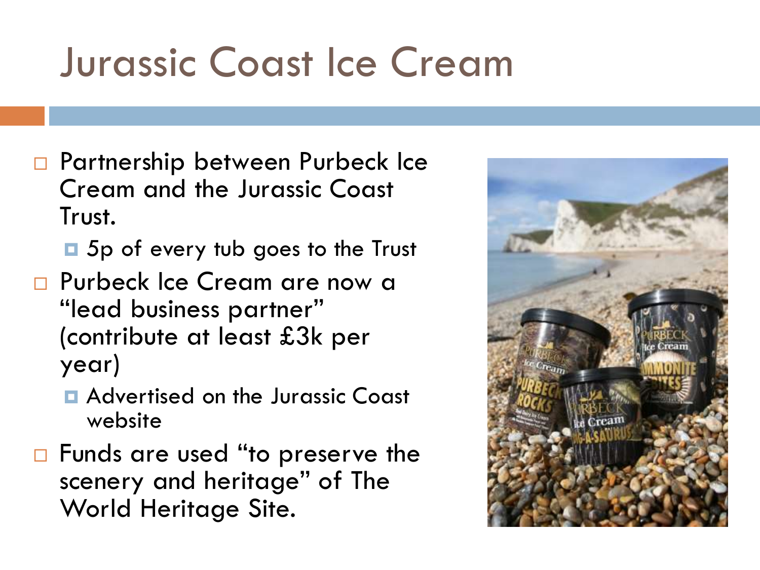# Jurassic Coast Ice Cream

- Partnership between Purbeck Ice Cream and the Jurassic Coast Trust.
  - 5p of every tub goes to the Trust
- Purbeck Ice Cream are now a "lead business partner" (contribute at least £3k per year)
  - Advertised on the Jurassic Coast website
- Funds are used "to preserve the scenery and heritage" of The World Heritage Site.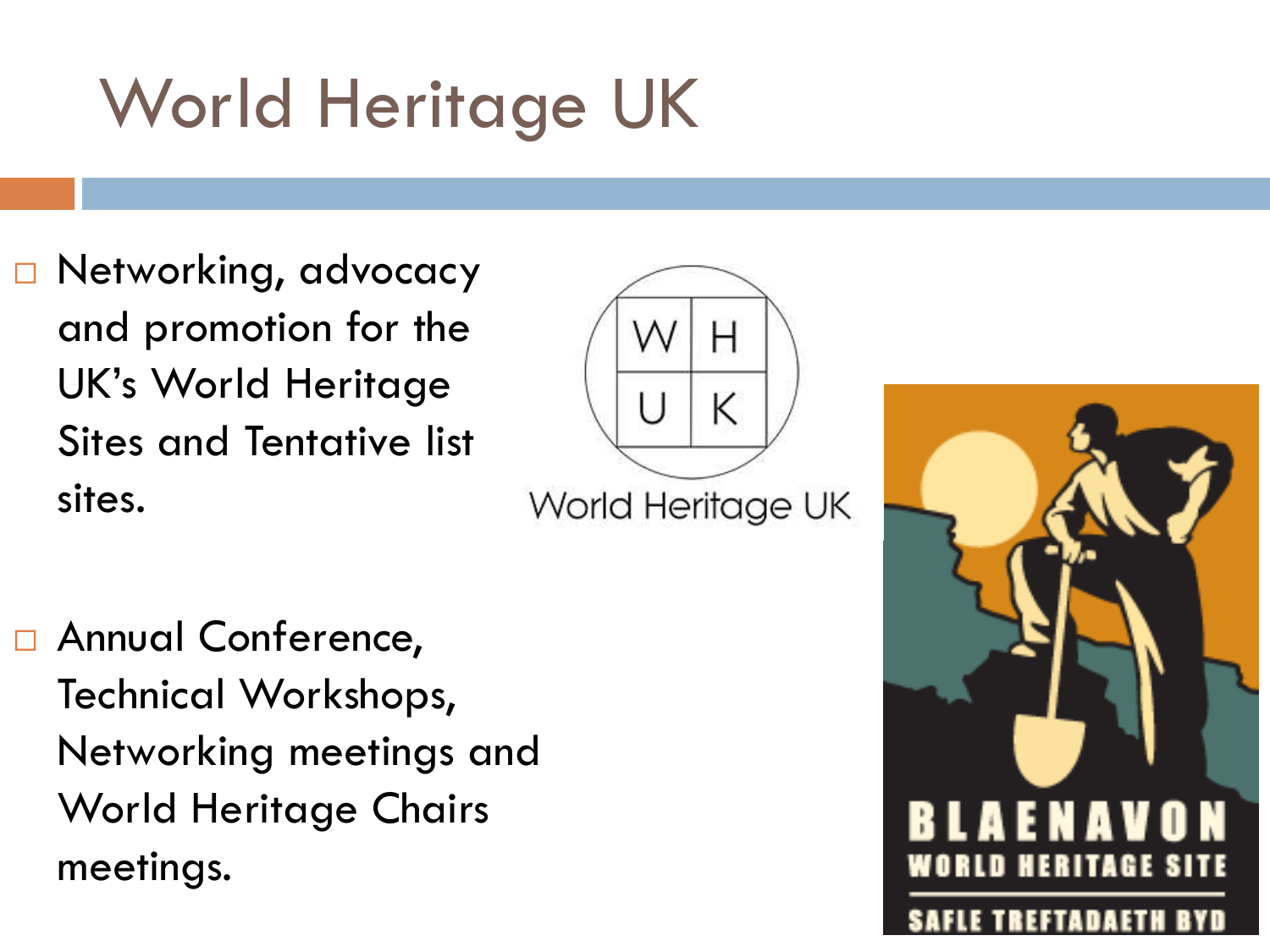# World Heritage UK

- Networking, advocacy and promotion for the UK's World Heritage Sites and Tentative list sites.

- Annual Conference, Technical Workshops, Networking meetings and World Heritage Chairs meetings.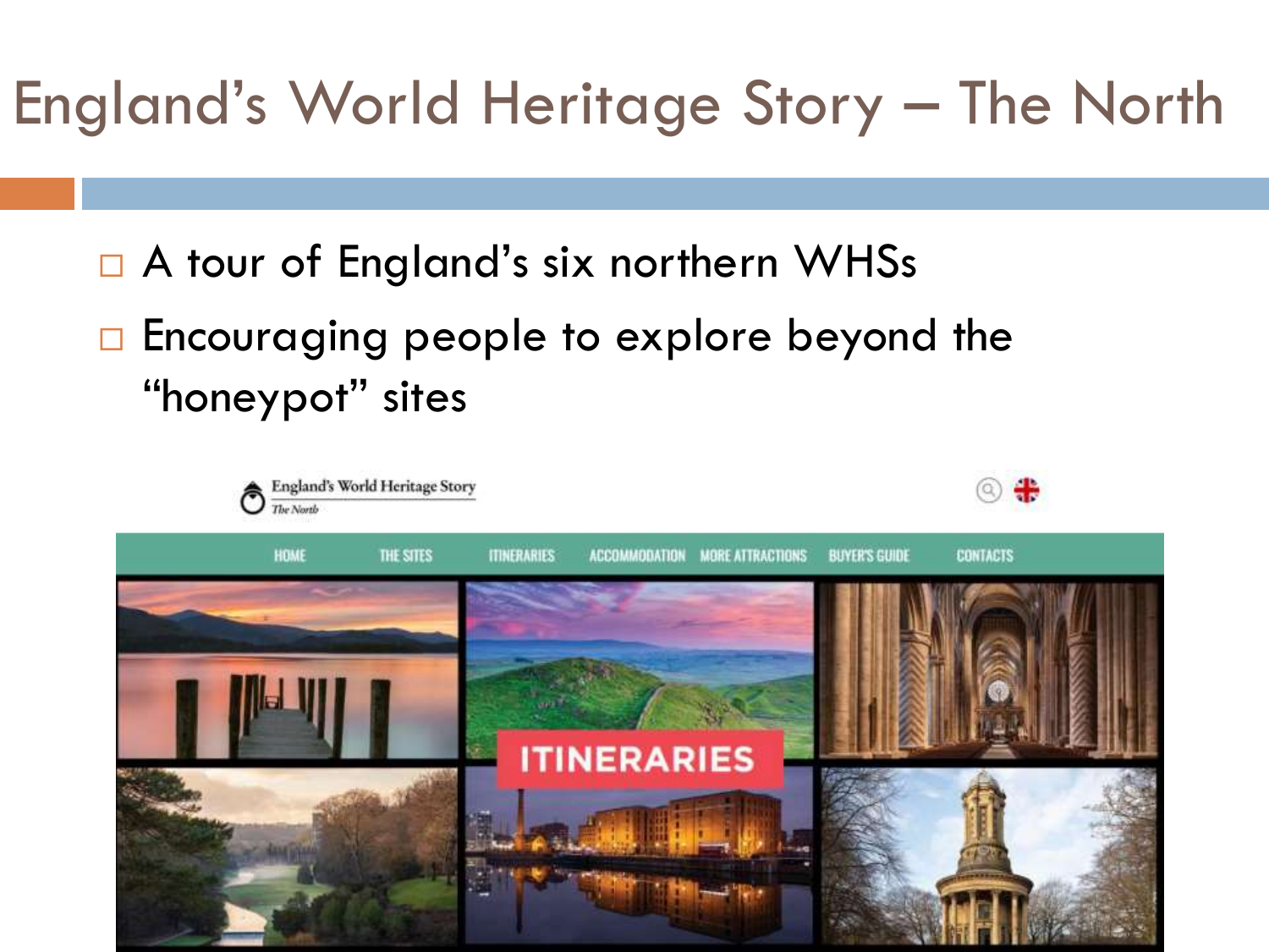# England's World Heritage Story – The North

- A tour of England's six northern WHSs
- Encouraging people to explore beyond the "honeypot" sites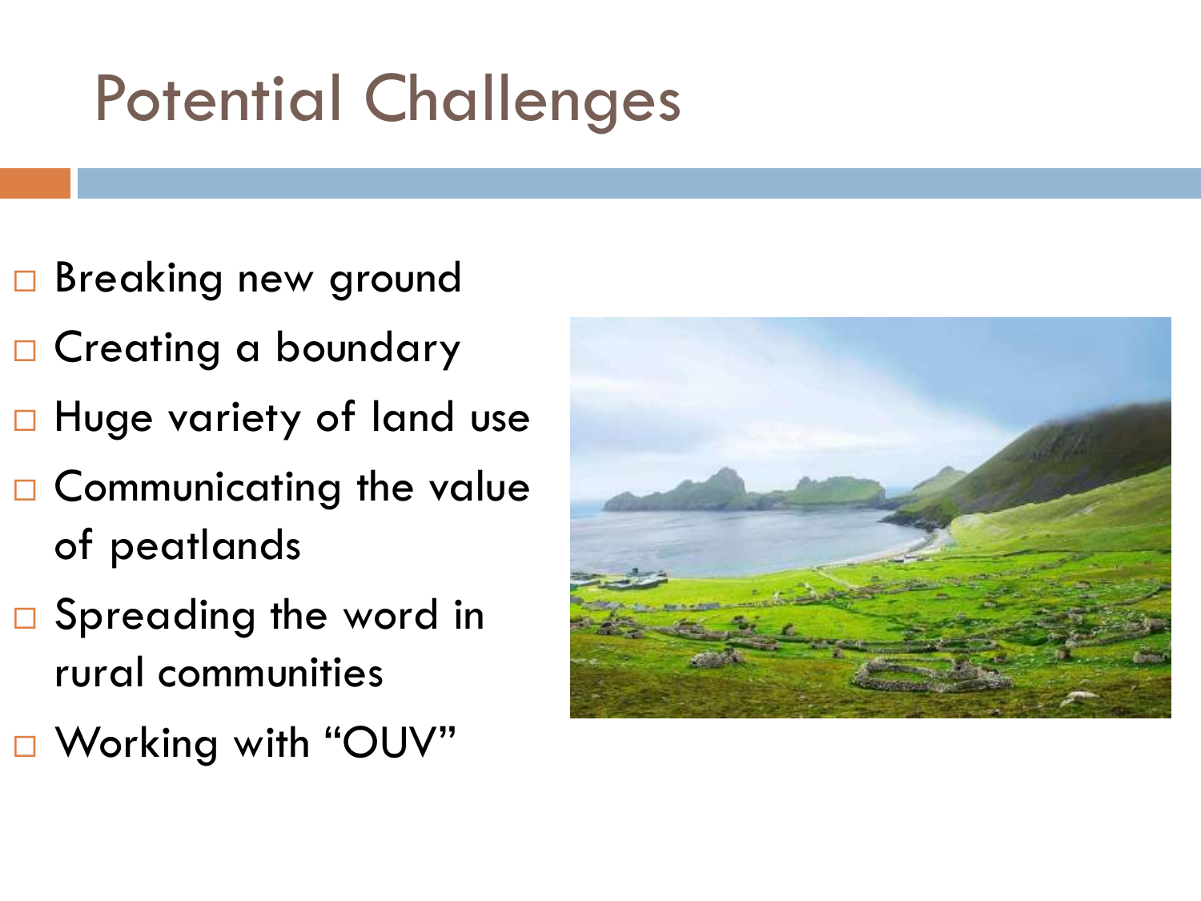# Potential Challenges

- Breaking new ground
- Creating a boundary
- Huge variety of land use
- Communicating the value of peatlands
- Spreading the word in rural communities
- Working with "OUV"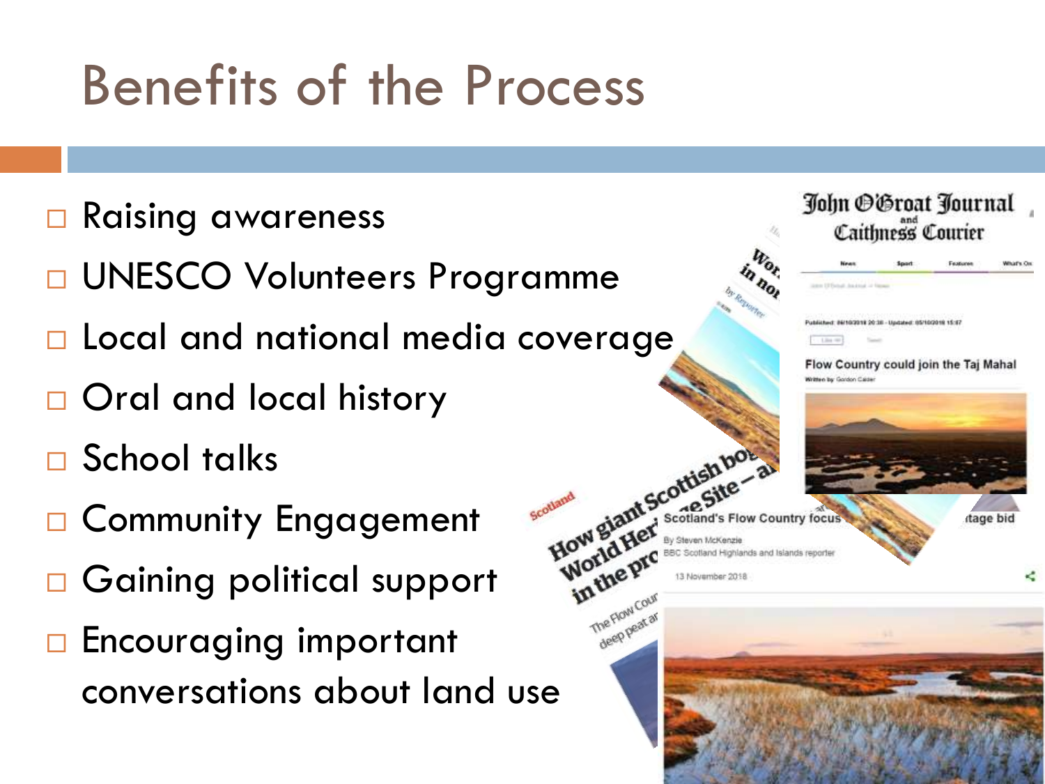# Benefits of the Process

- Raising awareness
- UNESCO Volunteers Programme
- Local and national media coverage
- Oral and local history
- School talks
- Community Engagement
- Gaining political support
- Encouraging important conversations about land use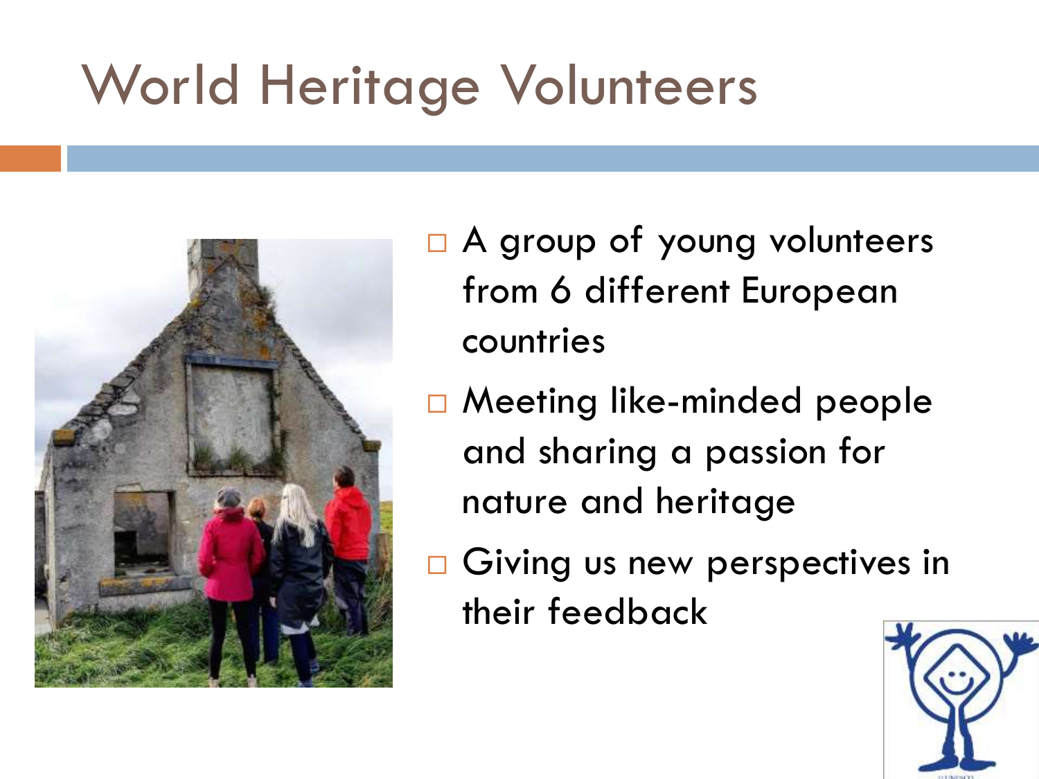# World Heritage Volunteers

- A group of young volunteers from 6 different European countries
- Meeting like-minded people and sharing a passion for nature and heritage
- Giving us new perspectives in their feedback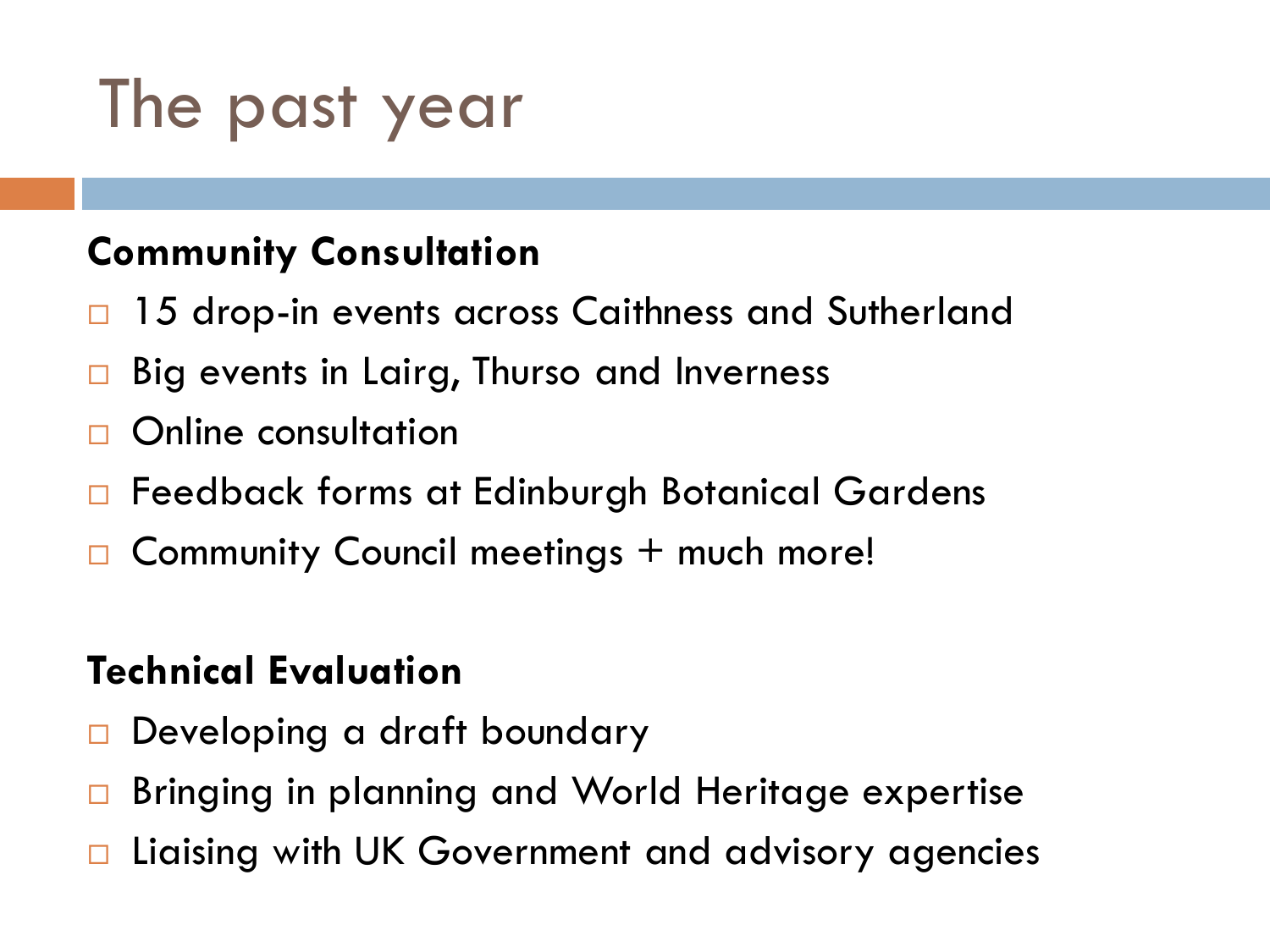# The past year

**Community Consultation**

- 15 drop-in events across Caithness and Sutherland
- Big events in Lairg, Thurso and Inverness
- Online consultation
- Feedback forms at Edinburgh Botanical Gardens
- Community Council meetings + much more!

**Technical Evaluation**

- Developing a draft boundary
- Bringing in planning and World Heritage expertise
- Liaising with UK Government and advisory agencies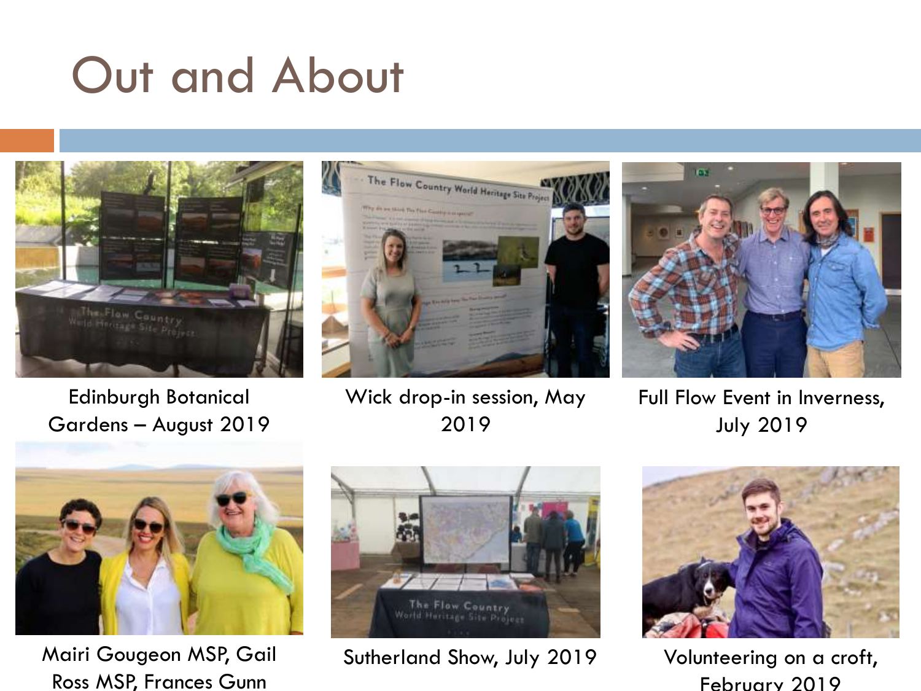# Out and About

Edinburgh Botanical Gardens – August 2019

Wick drop-in session, May 2019

Full Flow Event in Inverness, July 2019

Mairi Gougeon MSP, Gail Ross MSP, Frances Gunn

Sutherland Show, July 2019

Volunteering on a croft, February 2019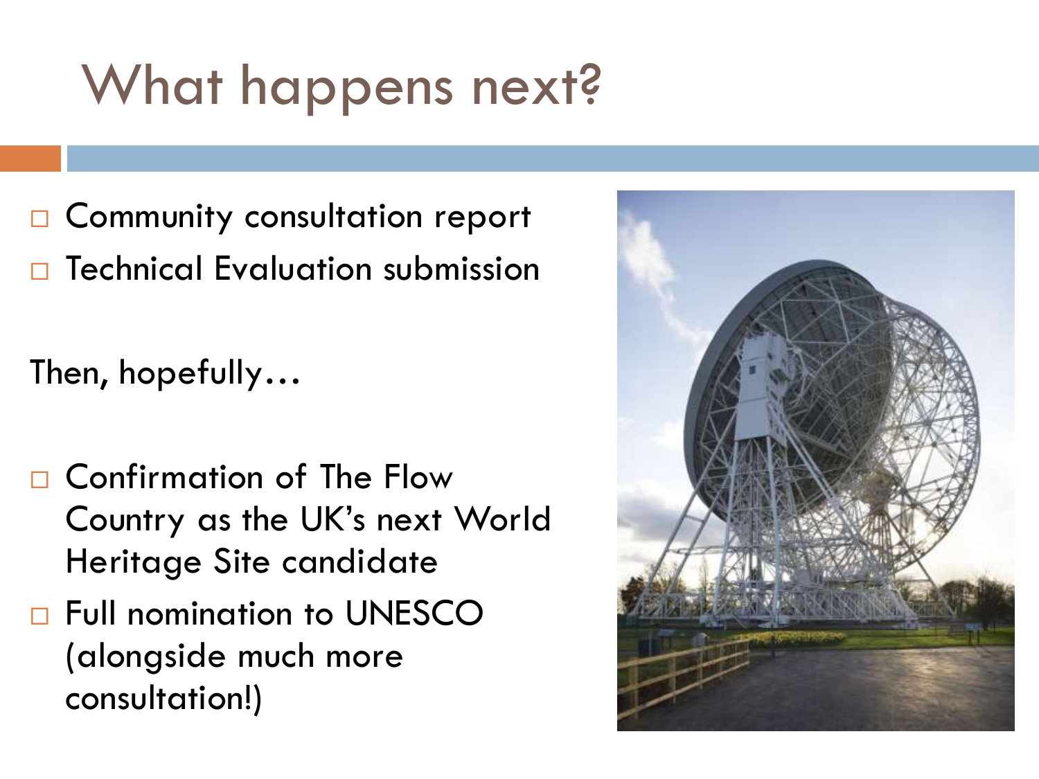# What happens next?

- Community consultation report
- Technical Evaluation submission

Then, hopefully…

- Confirmation of The Flow Country as the UK's next World Heritage Site candidate
- Full nomination to UNESCO (alongside much more consultation!)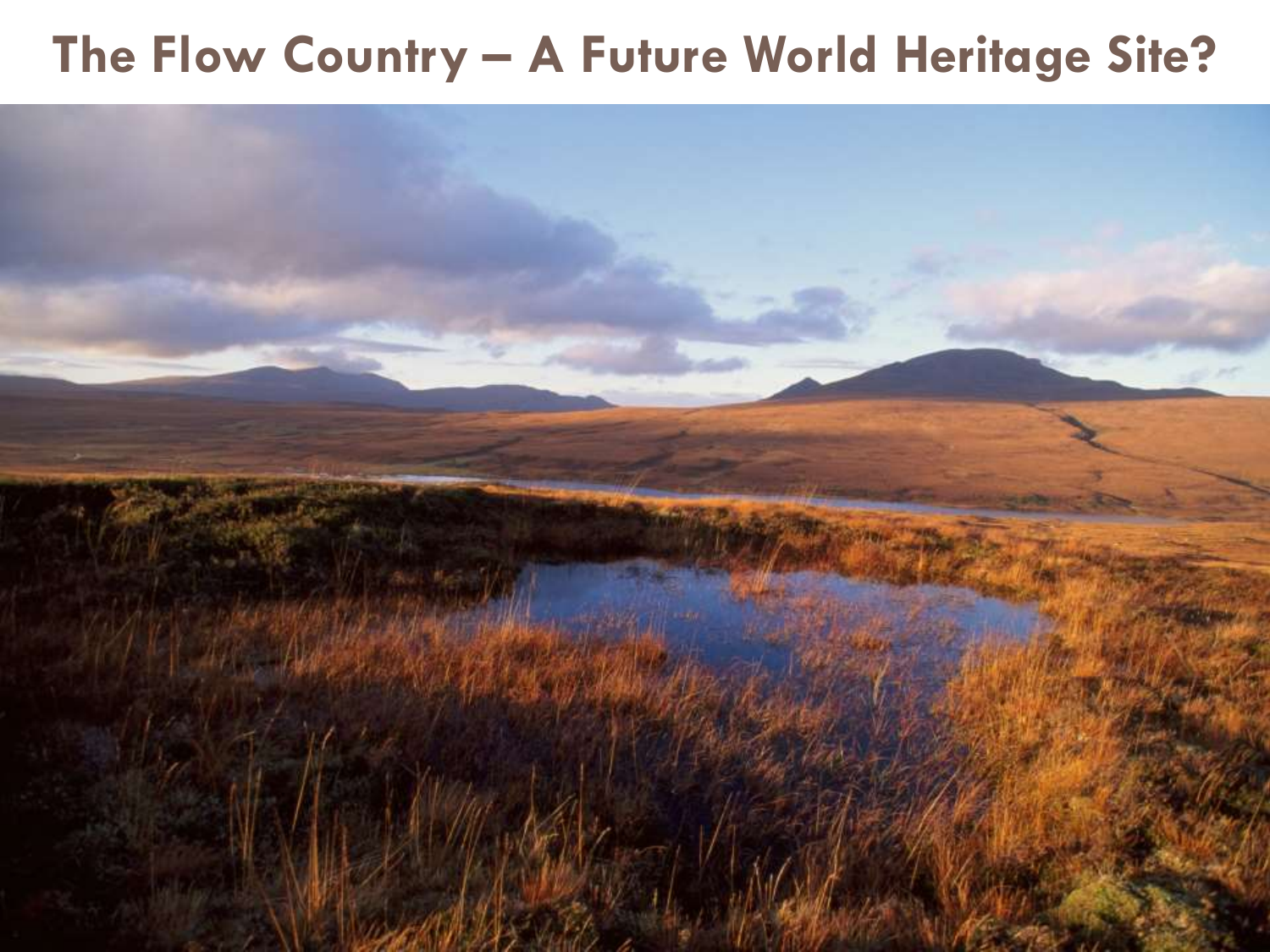# The Flow Country – A Future World Heritage Site?